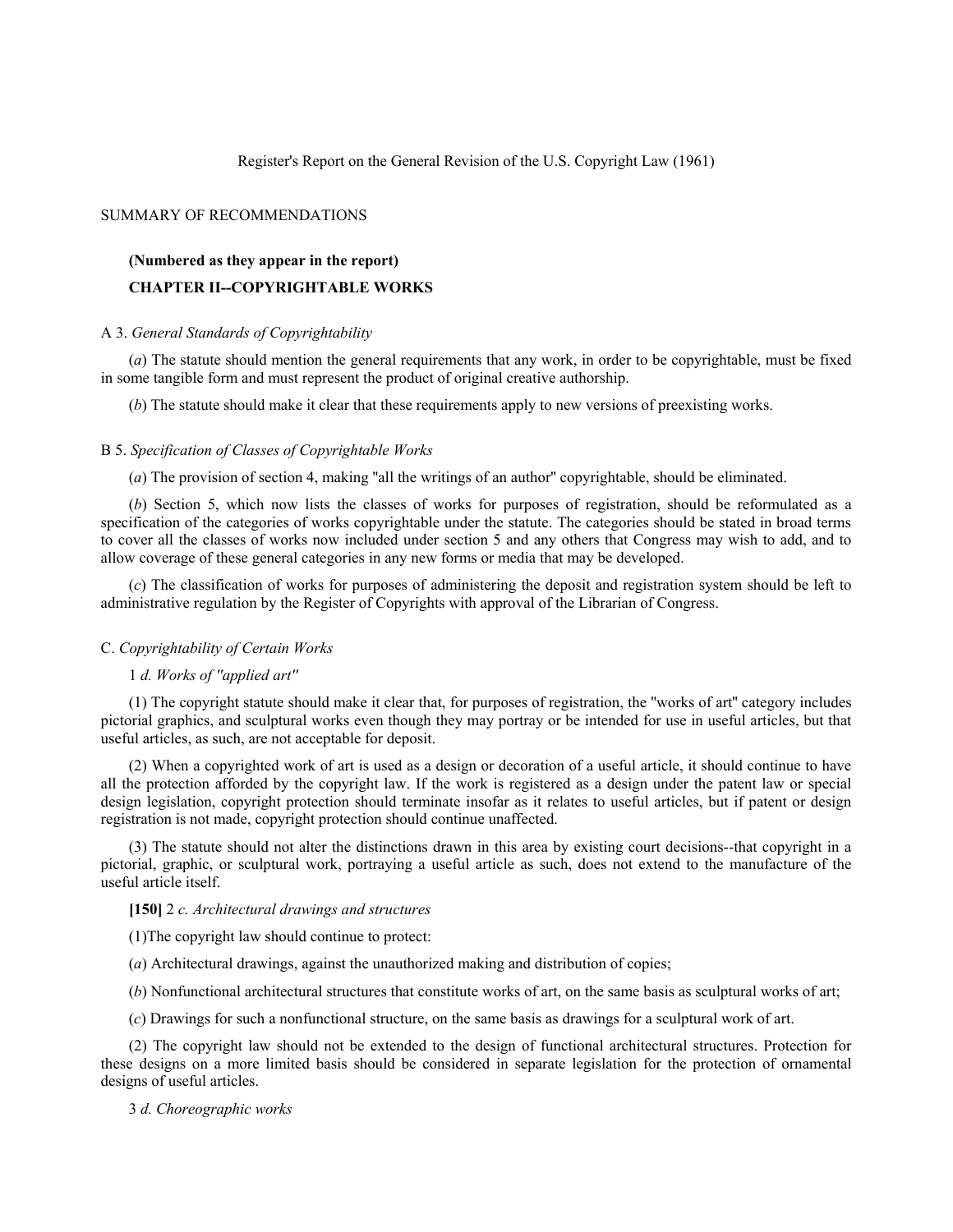Register's Report on the General Revision of the U.S. Copyright Law (1961)

## SUMMARY OF RECOMMENDATIONS

**(Numbered as they appear in the report)**

### CHAPTER II--COPYRIGHTABLE WORKS

A 3. *General Standards of Copyrightability*

(*a*) The statute should mention the general requirements that any work, in order to be copyrightable, must be fixed in some tangible form and must represent the product of original creative authorship.

(*b*) The statute should make it clear that these requirements apply to new versions of preexisting works.

B 5. *Specification of Classes of Copyrightable Works*

(*a*) The provision of section 4, making "all the writings of an author" copyrightable, should be eliminated.

(*b*) Section 5, which now lists the classes of works for purposes of registration, should be reformulated as a specification of the categories of works copyrightable under the statute. The categories should be stated in broad terms to cover all the classes of works now included under section 5 and any others that Congress may wish to add, and to allow coverage of these general categories in any new forms or media that may be developed.

(*c*) The classification of works for purposes of administering the deposit and registration system should be left to administrative regulation by the Register of Copyrights with approval of the Librarian of Congress.

C. *Copyrightability of Certain Works*

1 *d. Works of "applied art"*

(1) The copyright statute should make it clear that, for purposes of registration, the "works of art" category includes pictorial graphics, and sculptural works even though they may portray or be intended for use in useful articles, but that useful articles, as such, are not acceptable for deposit.

(2) When a copyrighted work of art is used as a design or decoration of a useful article, it should continue to have all the protection afforded by the copyright law. If the work is registered as a design under the patent law or special design legislation, copyright protection should terminate insofar as it relates to useful articles, but if patent or design registration is not made, copyright protection should continue unaffected.

(3) The statute should not alter the distinctions drawn in this area by existing court decisions--that copyright in a pictorial, graphic, or sculptural work, portraying a useful article as such, does not extend to the manufacture of the useful article itself.

**[150]** 2 *c. Architectural drawings and structures*

(1)The copyright law should continue to protect:

(*a*) Architectural drawings, against the unauthorized making and distribution of copies;

(*b*) Nonfunctional architectural structures that constitute works of art, on the same basis as sculptural works of art;

(*c*) Drawings for such a nonfunctional structure, on the same basis as drawings for a sculptural work of art.

(2) The copyright law should not be extended to the design of functional architectural structures. Protection for these designs on a more limited basis should be considered in separate legislation for the protection of ornamental designs of useful articles.

3 *d. Choreographic works*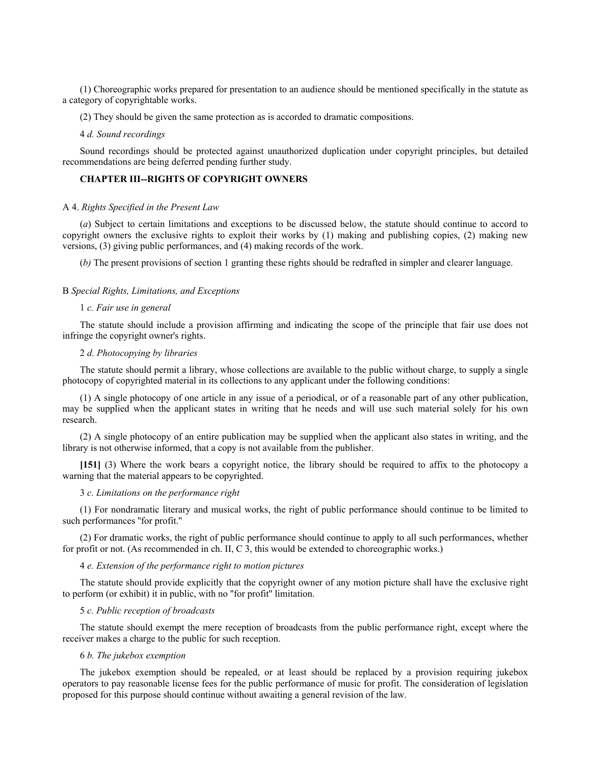(1) Choreographic works prepared for presentation to an audience should be mentioned specifically in the statute as a category of copyrightable works.

(2) They should be given the same protection as is accorded to dramatic compositions.

4 *d. Sound recordings*

Sound recordings should be protected against unauthorized duplication under copyright principles, but detailed recommendations are being deferred pending further study.

## CHAPTER III--RIGHTS OF COPYRIGHT OWNERS

A 4. *Rights Specified in the Present Law*

(*a*) Subject to certain limitations and exceptions to be discussed below, the statute should continue to accord to copyright owners the exclusive rights to exploit their works by (1) making and publishing copies, (2) making new versions, (3) giving public performances, and (4) making records of the work.

(*b)* The present provisions of section 1 granting these rights should be redrafted in simpler and clearer language.

B *Special Rights, Limitations, and Exceptions*

1 *c. Fair use in general*

The statute should include a provision affirming and indicating the scope of the principle that fair use does not infringe the copyright owner's rights.

2 *d. Photocopying by libraries*

The statute should permit a library, whose collections are available to the public without charge, to supply a single photocopy of copyrighted material in its collections to any applicant under the following conditions:

(1) A single photocopy of one article in any issue of a periodical, or of a reasonable part of any other publication, may be supplied when the applicant states in writing that he needs and will use such material solely for his own research.

(2) A single photocopy of an entire publication may be supplied when the applicant also states in writing, and the library is not otherwise informed, that a copy is not available from the publisher.

**[151]** (3) Where the work bears a copyright notice, the library should be required to affix to the photocopy a warning that the material appears to be copyrighted.

3 *c. Limitations on the performance right*

(1) For nondramatic literary and musical works, the right of public performance should continue to be limited to such performances "for profit."

(2) For dramatic works, the right of public performance should continue to apply to all such performances, whether for profit or not. (As recommended in ch. II, C 3, this would be extended to choreographic works.)

4 *e. Extension of the performance right to motion pictures*

The statute should provide explicitly that the copyright owner of any motion picture shall have the exclusive right to perform (or exhibit) it in public, with no "for profit" limitation.

5 *c. Public reception of broadcasts*

The statute should exempt the mere reception of broadcasts from the public performance right, except where the receiver makes a charge to the public for such reception.

6 *b. The jukebox exemption*

The jukebox exemption should be repealed, or at least should be replaced by a provision requiring jukebox operators to pay reasonable license fees for the public performance of music for profit. The consideration of legislation proposed for this purpose should continue without awaiting a general revision of the law.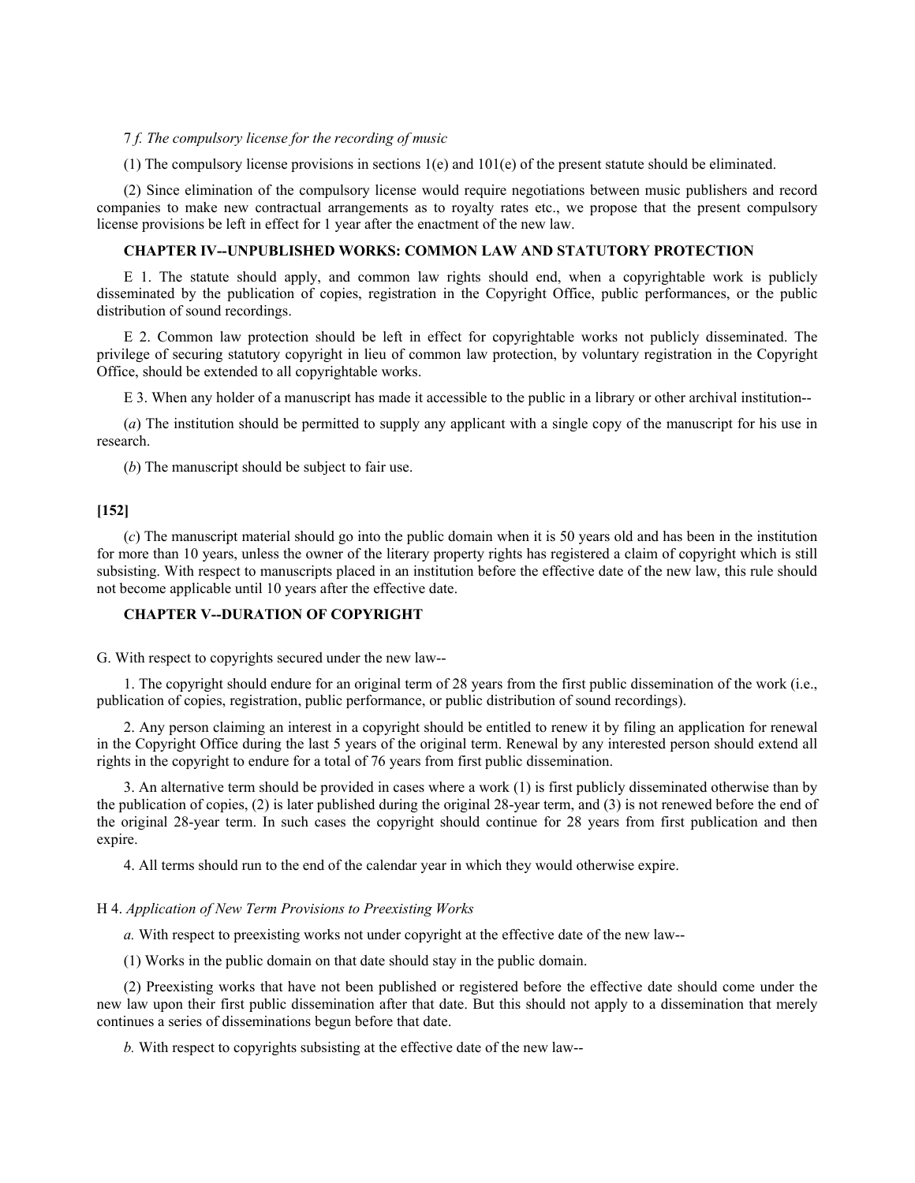7 *f. The compulsory license for the recording of music*

(1) The compulsory license provisions in sections 1(e) and 101(e) of the present statute should be eliminated.

(2) Since elimination of the compulsory license would require negotiations between music publishers and record companies to make new contractual arrangements as to royalty rates etc., we propose that the present compulsory license provisions be left in effect for 1 year after the enactment of the new law.

### CHAPTER IV--UNPUBLISHED WORKS: COMMON LAW AND STATUTORY PROTECTION

E 1. The statute should apply, and common law rights should end, when a copyrightable work is publicly disseminated by the publication of copies, registration in the Copyright Office, public performances, or the public distribution of sound recordings.

E 2. Common law protection should be left in effect for copyrightable works not publicly disseminated. The privilege of securing statutory copyright in lieu of common law protection, by voluntary registration in the Copyright Office, should be extended to all copyrightable works.

E 3. When any holder of a manuscript has made it accessible to the public in a library or other archival institution--

(*a*) The institution should be permitted to supply any applicant with a single copy of the manuscript for his use in research.

(*b*) The manuscript should be subject to fair use.

**[152]**

(*c*) The manuscript material should go into the public domain when it is 50 years old and has been in the institution for more than 10 years, unless the owner of the literary property rights has registered a claim of copyright which is still subsisting. With respect to manuscripts placed in an institution before the effective date of the new law, this rule should not become applicable until 10 years after the effective date.

### CHAPTER V--DURATION OF COPYRIGHT

G. With respect to copyrights secured under the new law--

1. The copyright should endure for an original term of 28 years from the first public dissemination of the work (i.e., publication of copies, registration, public performance, or public distribution of sound recordings).

2. Any person claiming an interest in a copyright should be entitled to renew it by filing an application for renewal in the Copyright Office during the last 5 years of the original term. Renewal by any interested person should extend all rights in the copyright to endure for a total of 76 years from first public dissemination.

3. An alternative term should be provided in cases where a work (1) is first publicly disseminated otherwise than by the publication of copies, (2) is later published during the original 28-year term, and (3) is not renewed before the end of the original 28-year term. In such cases the copyright should continue for 28 years from first publication and then expire.

4. All terms should run to the end of the calendar year in which they would otherwise expire.

H 4. *Application of New Term Provisions to Preexisting Works*

*a.* With respect to preexisting works not under copyright at the effective date of the new law--

(1) Works in the public domain on that date should stay in the public domain.

(2) Preexisting works that have not been published or registered before the effective date should come under the new law upon their first public dissemination after that date. But this should not apply to a dissemination that merely continues a series of disseminations begun before that date.

*b.* With respect to copyrights subsisting at the effective date of the new law--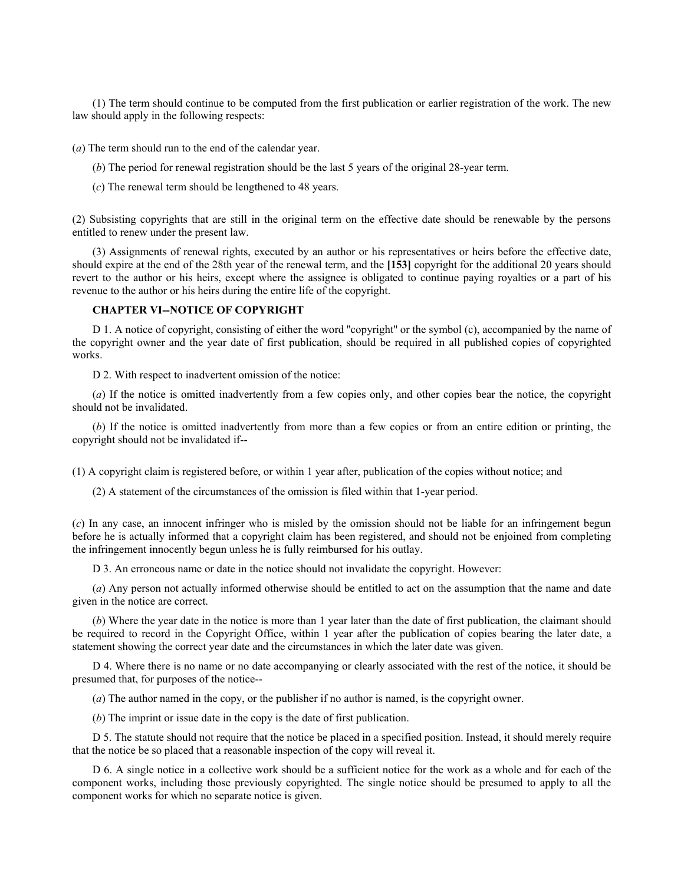(1) The term should continue to be computed from the first publication or earlier registration of the work. The new law should apply in the following respects:

(*a*) The term should run to the end of the calendar year.

(*b*) The period for renewal registration should be the last 5 years of the original 28-year term.

(*c*) The renewal term should be lengthened to 48 years.

(2) Subsisting copyrights that are still in the original term on the effective date should be renewable by the persons entitled to renew under the present law.

(3) Assignments of renewal rights, executed by an author or his representatives or heirs before the effective date, should expire at the end of the 28th year of the renewal term, and the **[153]** copyright for the additional 20 years should revert to the author or his heirs, except where the assignee is obligated to continue paying royalties or a part of his revenue to the author or his heirs during the entire life of the copyright.

**CHAPTER VI--NOTICE OF COPYRIGHT**

D 1. A notice of copyright, consisting of either the word "copyright" or the symbol (c), accompanied by the name of the copyright owner and the year date of first publication, should be required in all published copies of copyrighted works.

D 2. With respect to inadvertent omission of the notice:

(*a*) If the notice is omitted inadvertently from a few copies only, and other copies bear the notice, the copyright should not be invalidated.

(*b*) If the notice is omitted inadvertently from more than a few copies or from an entire edition or printing, the copyright should not be invalidated if--

(1) A copyright claim is registered before, or within 1 year after, publication of the copies without notice; and

(2) A statement of the circumstances of the omission is filed within that 1-year period.

(*c*) In any case, an innocent infringer who is misled by the omission should not be liable for an infringement begun before he is actually informed that a copyright claim has been registered, and should not be enjoined from completing the infringement innocently begun unless he is fully reimbursed for his outlay.

D 3. An erroneous name or date in the notice should not invalidate the copyright. However:

(*a*) Any person not actually informed otherwise should be entitled to act on the assumption that the name and date given in the notice are correct.

(*b*) Where the year date in the notice is more than 1 year later than the date of first publication, the claimant should be required to record in the Copyright Office, within 1 year after the publication of copies bearing the later date, a statement showing the correct year date and the circumstances in which the later date was given.

D 4. Where there is no name or no date accompanying or clearly associated with the rest of the notice, it should be presumed that, for purposes of the notice--

(*a*) The author named in the copy, or the publisher if no author is named, is the copyright owner.

(*b*) The imprint or issue date in the copy is the date of first publication.

D 5. The statute should not require that the notice be placed in a specified position. Instead, it should merely require that the notice be so placed that a reasonable inspection of the copy will reveal it.

D 6. A single notice in a collective work should be a sufficient notice for the work as a whole and for each of the component works, including those previously copyrighted. The single notice should be presumed to apply to all the component works for which no separate notice is given.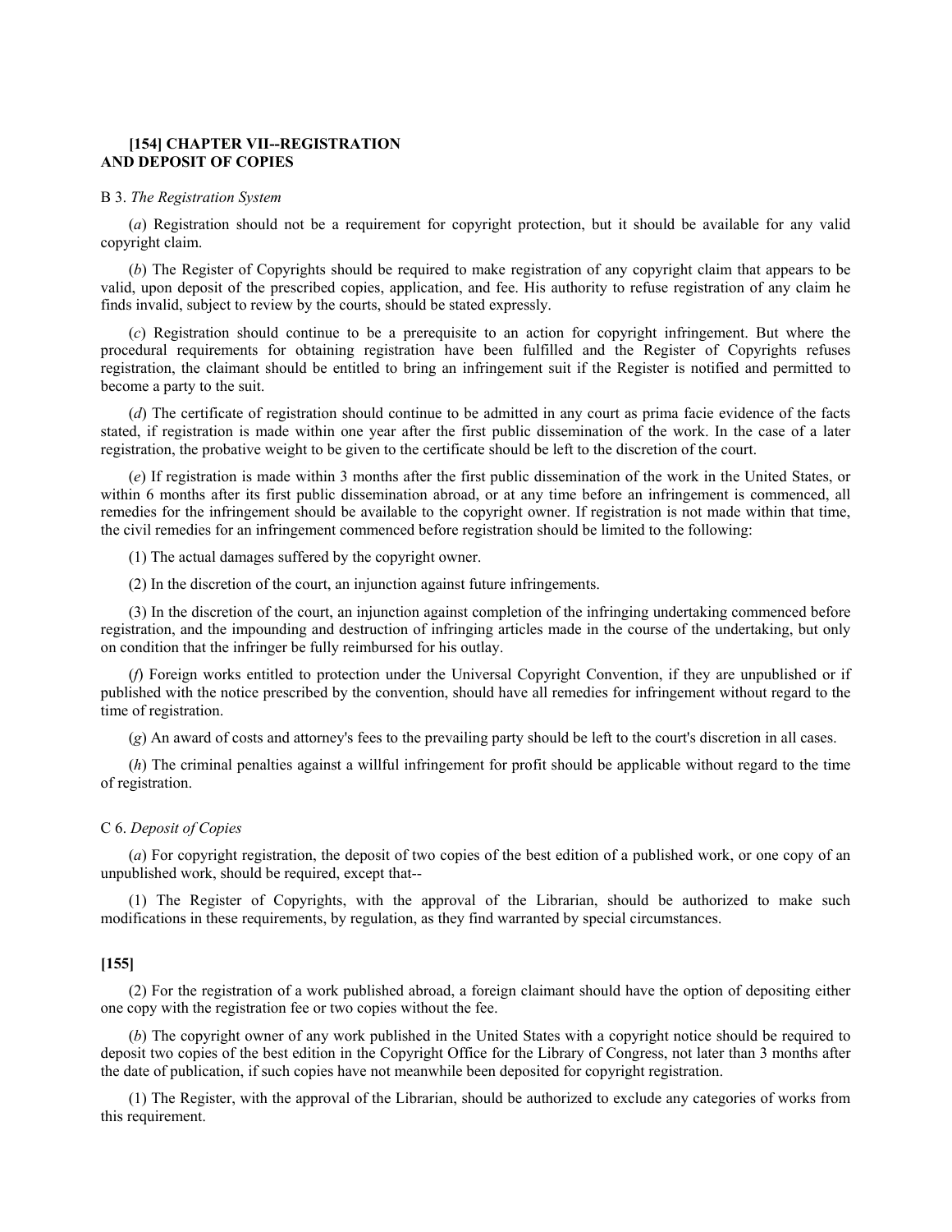### [154] CHAPTER VII--REGISTRATION AND DEPOSIT OF COPIES

B 3. *The Registration System*

(*a*) Registration should not be a requirement for copyright protection, but it should be available for any valid copyright claim.

(*b*) The Register of Copyrights should be required to make registration of any copyright claim that appears to be valid, upon deposit of the prescribed copies, application, and fee. His authority to refuse registration of any claim he finds invalid, subject to review by the courts, should be stated expressly.

(*c*) Registration should continue to be a prerequisite to an action for copyright infringement. But where the procedural requirements for obtaining registration have been fulfilled and the Register of Copyrights refuses registration, the claimant should be entitled to bring an infringement suit if the Register is notified and permitted to become a party to the suit.

(*d*) The certificate of registration should continue to be admitted in any court as prima facie evidence of the facts stated, if registration is made within one year after the first public dissemination of the work. In the case of a later registration, the probative weight to be given to the certificate should be left to the discretion of the court.

(*e*) If registration is made within 3 months after the first public dissemination of the work in the United States, or within 6 months after its first public dissemination abroad, or at any time before an infringement is commenced, all remedies for the infringement should be available to the copyright owner. If registration is not made within that time, the civil remedies for an infringement commenced before registration should be limited to the following:

(1) The actual damages suffered by the copyright owner.

(2) In the discretion of the court, an injunction against future infringements.

(3) In the discretion of the court, an injunction against completion of the infringing undertaking commenced before registration, and the impounding and destruction of infringing articles made in the course of the undertaking, but only on condition that the infringer be fully reimbursed for his outlay.

(*f*) Foreign works entitled to protection under the Universal Copyright Convention, if they are unpublished or if published with the notice prescribed by the convention, should have all remedies for infringement without regard to the time of registration.

(*g*) An award of costs and attorney's fees to the prevailing party should be left to the court's discretion in all cases.

(*h*) The criminal penalties against a willful infringement for profit should be applicable without regard to the time of registration.

C 6. *Deposit of Copies*

(*a*) For copyright registration, the deposit of two copies of the best edition of a published work, or one copy of an unpublished work, should be required, except that--

(1) The Register of Copyrights, with the approval of the Librarian, should be authorized to make such modifications in these requirements, by regulation, as they find warranted by special circumstances.

**[155]**

(2) For the registration of a work published abroad, a foreign claimant should have the option of depositing either one copy with the registration fee or two copies without the fee.

(*b*) The copyright owner of any work published in the United States with a copyright notice should be required to deposit two copies of the best edition in the Copyright Office for the Library of Congress, not later than 3 months after the date of publication, if such copies have not meanwhile been deposited for copyright registration.

(1) The Register, with the approval of the Librarian, should be authorized to exclude any categories of works from this requirement.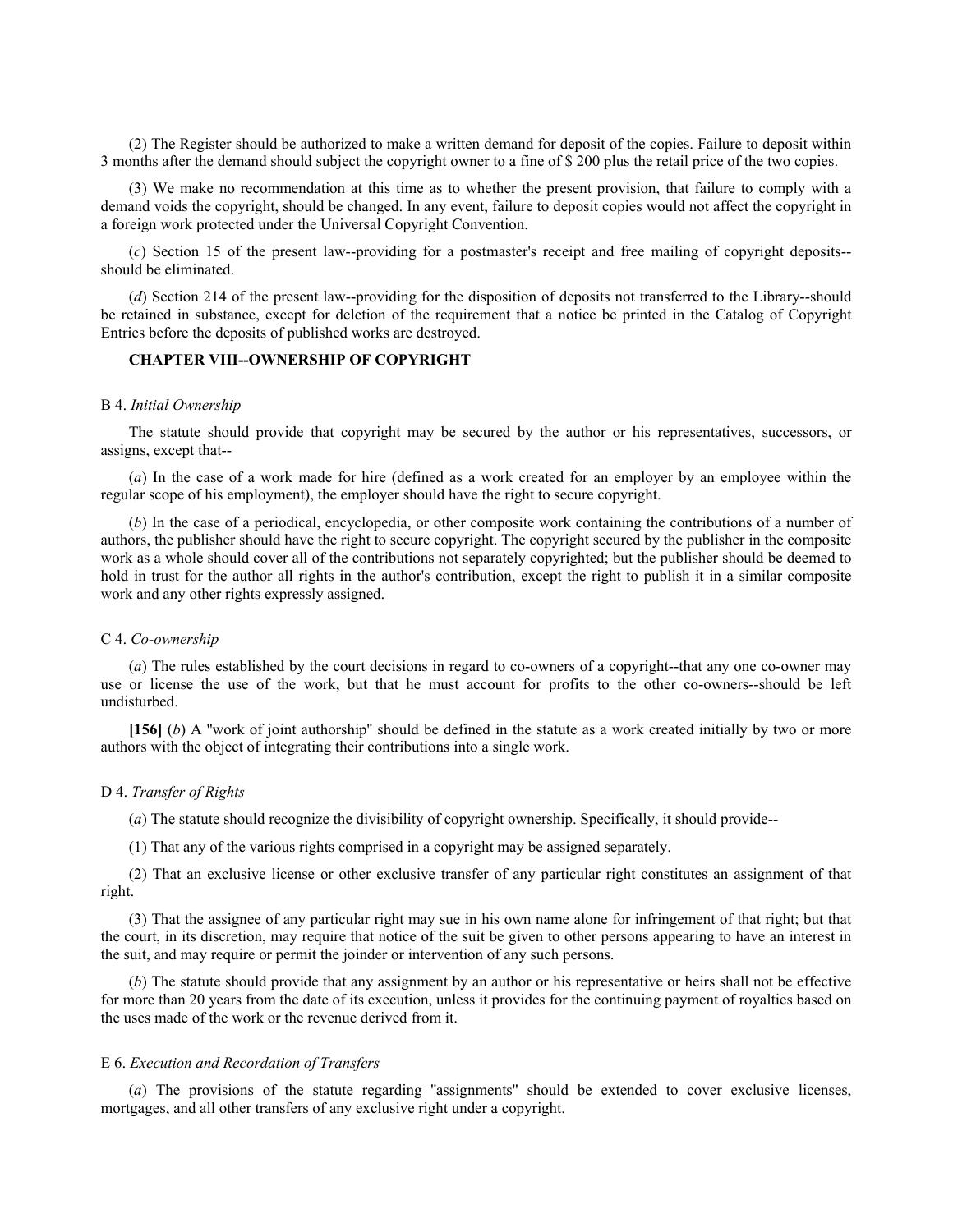(2) The Register should be authorized to make a written demand for deposit of the copies. Failure to deposit within 3 months after the demand should subject the copyright owner to a fine of $ 200 plus the retail price of the two copies.

(3) We make no recommendation at this time as to whether the present provision, that failure to comply with a demand voids the copyright, should be changed. In any event, failure to deposit copies would not affect the copyright in a foreign work protected under the Universal Copyright Convention.

(*c*) Section 15 of the present law--providing for a postmaster's receipt and free mailing of copyright deposits--should be eliminated.

(*d*) Section 214 of the present law--providing for the disposition of deposits not transferred to the Library--should be retained in substance, except for deletion of the requirement that a notice be printed in the Catalog of Copyright Entries before the deposits of published works are destroyed.

## CHAPTER VIII--OWNERSHIP OF COPYRIGHT

### B 4. *Initial Ownership*

The statute should provide that copyright may be secured by the author or his representatives, successors, or assigns, except that--

(*a*) In the case of a work made for hire (defined as a work created for an employer by an employee within the regular scope of his employment), the employer should have the right to secure copyright.

(*b*) In the case of a periodical, encyclopedia, or other composite work containing the contributions of a number of authors, the publisher should have the right to secure copyright. The copyright secured by the publisher in the composite work as a whole should cover all of the contributions not separately copyrighted; but the publisher should be deemed to hold in trust for the author all rights in the author's contribution, except the right to publish it in a similar composite work and any other rights expressly assigned.

### C 4. *Co-ownership*

(*a*) The rules established by the court decisions in regard to co-owners of a copyright--that any one co-owner may use or license the use of the work, but that he must account for profits to the other co-owners--should be left undisturbed.

**[156]** (*b*) A "work of joint authorship" should be defined in the statute as a work created initially by two or more authors with the object of integrating their contributions into a single work.

### D 4. *Transfer of Rights*

(*a*) The statute should recognize the divisibility of copyright ownership. Specifically, it should provide--

(1) That any of the various rights comprised in a copyright may be assigned separately.

(2) That an exclusive license or other exclusive transfer of any particular right constitutes an assignment of that right.

(3) That the assignee of any particular right may sue in his own name alone for infringement of that right; but that the court, in its discretion, may require that notice of the suit be given to other persons appearing to have an interest in the suit, and may require or permit the joinder or intervention of any such persons.

(*b*) The statute should provide that any assignment by an author or his representative or heirs shall not be effective for more than 20 years from the date of its execution, unless it provides for the continuing payment of royalties based on the uses made of the work or the revenue derived from it.

### E 6. *Execution and Recordation of Transfers*

(*a*) The provisions of the statute regarding "assignments" should be extended to cover exclusive licenses, mortgages, and all other transfers of any exclusive right under a copyright.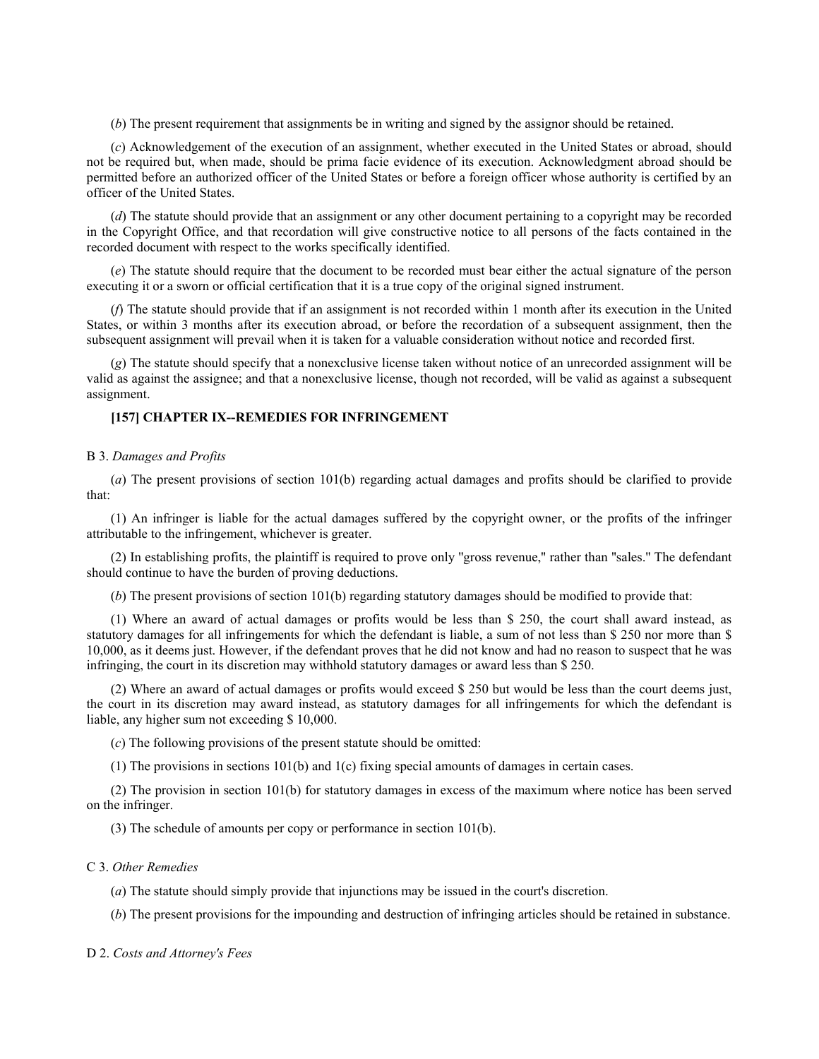(*b*) The present requirement that assignments be in writing and signed by the assignor should be retained.

(*c*) Acknowledgement of the execution of an assignment, whether executed in the United States or abroad, should not be required but, when made, should be prima facie evidence of its execution. Acknowledgment abroad should be permitted before an authorized officer of the United States or before a foreign officer whose authority is certified by an officer of the United States.

(*d*) The statute should provide that an assignment or any other document pertaining to a copyright may be recorded in the Copyright Office, and that recordation will give constructive notice to all persons of the facts contained in the recorded document with respect to the works specifically identified.

(*e*) The statute should require that the document to be recorded must bear either the actual signature of the person executing it or a sworn or official certification that it is a true copy of the original signed instrument.

(*f*) The statute should provide that if an assignment is not recorded within 1 month after its execution in the United States, or within 3 months after its execution abroad, or before the recordation of a subsequent assignment, then the subsequent assignment will prevail when it is taken for a valuable consideration without notice and recorded first.

(*g*) The statute should specify that a nonexclusive license taken without notice of an unrecorded assignment will be valid as against the assignee; and that a nonexclusive license, though not recorded, will be valid as against a subsequent assignment.

### [157] CHAPTER IX--REMEDIES FOR INFRINGEMENT

B 3. *Damages and Profits*

(*a*) The present provisions of section 101(b) regarding actual damages and profits should be clarified to provide that:

(1) An infringer is liable for the actual damages suffered by the copyright owner, or the profits of the infringer attributable to the infringement, whichever is greater.

(2) In establishing profits, the plaintiff is required to prove only "gross revenue," rather than "sales." The defendant should continue to have the burden of proving deductions.

(*b*) The present provisions of section 101(b) regarding statutory damages should be modified to provide that:

(1) Where an award of actual damages or profits would be less than $ 250, the court shall award instead, as statutory damages for all infringements for which the defendant is liable, a sum of not less than $ 250 nor more than $ 10,000, as it deems just. However, if the defendant proves that he did not know and had no reason to suspect that he was infringing, the court in its discretion may withhold statutory damages or award less than $ 250.

(2) Where an award of actual damages or profits would exceed $ 250 but would be less than the court deems just, the court in its discretion may award instead, as statutory damages for all infringements for which the defendant is liable, any higher sum not exceeding $ 10,000.

(*c*) The following provisions of the present statute should be omitted:

(1) The provisions in sections 101(b) and 1(c) fixing special amounts of damages in certain cases.

(2) The provision in section 101(b) for statutory damages in excess of the maximum where notice has been served on the infringer.

(3) The schedule of amounts per copy or performance in section 101(b).

C 3. *Other Remedies*

(*a*) The statute should simply provide that injunctions may be issued in the court's discretion.

(*b*) The present provisions for the impounding and destruction of infringing articles should be retained in substance.

D 2. *Costs and Attorney's Fees*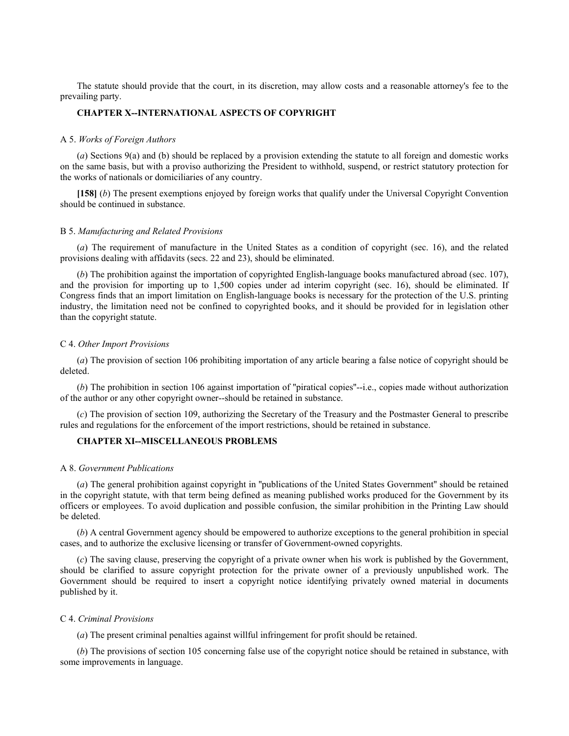The statute should provide that the court, in its discretion, may allow costs and a reasonable attorney's fee to the prevailing party.

### CHAPTER X--INTERNATIONAL ASPECTS OF COPYRIGHT

A 5. *Works of Foreign Authors*

(*a*) Sections 9(a) and (b) should be replaced by a provision extending the statute to all foreign and domestic works on the same basis, but with a proviso authorizing the President to withhold, suspend, or restrict statutory protection for the works of nationals or domiciliaries of any country.

**[158]** (*b*) The present exemptions enjoyed by foreign works that qualify under the Universal Copyright Convention should be continued in substance.

B 5. *Manufacturing and Related Provisions*

(*a*) The requirement of manufacture in the United States as a condition of copyright (sec. 16), and the related provisions dealing with affidavits (secs. 22 and 23), should be eliminated.

(*b*) The prohibition against the importation of copyrighted English-language books manufactured abroad (sec. 107), and the provision for importing up to 1,500 copies under ad interim copyright (sec. 16), should be eliminated. If Congress finds that an import limitation on English-language books is necessary for the protection of the U.S. printing industry, the limitation need not be confined to copyrighted books, and it should be provided for in legislation other than the copyright statute.

C 4. *Other Import Provisions*

(*a*) The provision of section 106 prohibiting importation of any article bearing a false notice of copyright should be deleted.

(*b*) The prohibition in section 106 against importation of "piratical copies"--i.e., copies made without authorization of the author or any other copyright owner--should be retained in substance.

(*c*) The provision of section 109, authorizing the Secretary of the Treasury and the Postmaster General to prescribe rules and regulations for the enforcement of the import restrictions, should be retained in substance.

### CHAPTER XI--MISCELLANEOUS PROBLEMS

A 8. *Government Publications*

(*a*) The general prohibition against copyright in "publications of the United States Government" should be retained in the copyright statute, with that term being defined as meaning published works produced for the Government by its officers or employees. To avoid duplication and possible confusion, the similar prohibition in the Printing Law should be deleted.

(*b*) A central Government agency should be empowered to authorize exceptions to the general prohibition in special cases, and to authorize the exclusive licensing or transfer of Government-owned copyrights.

(*c*) The saving clause, preserving the copyright of a private owner when his work is published by the Government, should be clarified to assure copyright protection for the private owner of a previously unpublished work. The Government should be required to insert a copyright notice identifying privately owned material in documents published by it.

C 4. *Criminal Provisions*

(*a*) The present criminal penalties against willful infringement for profit should be retained.

(*b*) The provisions of section 105 concerning false use of the copyright notice should be retained in substance, with some improvements in language.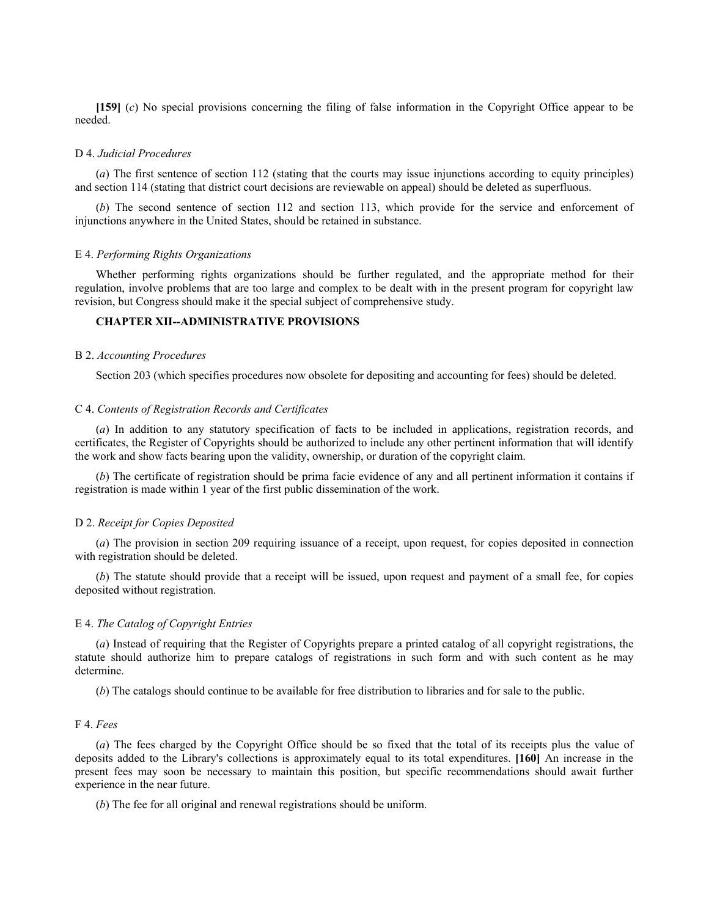**[159]** (*c*) No special provisions concerning the filing of false information in the Copyright Office appear to be needed.

D 4. *Judicial Procedures*

(*a*) The first sentence of section 112 (stating that the courts may issue injunctions according to equity principles) and section 114 (stating that district court decisions are reviewable on appeal) should be deleted as superfluous.

(*b*) The second sentence of section 112 and section 113, which provide for the service and enforcement of injunctions anywhere in the United States, should be retained in substance.

E 4. *Performing Rights Organizations*

Whether performing rights organizations should be further regulated, and the appropriate method for their regulation, involve problems that are too large and complex to be dealt with in the present program for copyright law revision, but Congress should make it the special subject of comprehensive study.

### CHAPTER XII--ADMINISTRATIVE PROVISIONS

B 2. *Accounting Procedures*

Section 203 (which specifies procedures now obsolete for depositing and accounting for fees) should be deleted.

C 4. *Contents of Registration Records and Certificates*

(*a*) In addition to any statutory specification of facts to be included in applications, registration records, and certificates, the Register of Copyrights should be authorized to include any other pertinent information that will identify the work and show facts bearing upon the validity, ownership, or duration of the copyright claim.

(*b*) The certificate of registration should be prima facie evidence of any and all pertinent information it contains if registration is made within 1 year of the first public dissemination of the work.

D 2. *Receipt for Copies Deposited*

(*a*) The provision in section 209 requiring issuance of a receipt, upon request, for copies deposited in connection with registration should be deleted.

(*b*) The statute should provide that a receipt will be issued, upon request and payment of a small fee, for copies deposited without registration.

E 4. *The Catalog of Copyright Entries*

(*a*) Instead of requiring that the Register of Copyrights prepare a printed catalog of all copyright registrations, the statute should authorize him to prepare catalogs of registrations in such form and with such content as he may determine.

(*b*) The catalogs should continue to be available for free distribution to libraries and for sale to the public.

F 4. *Fees*

(*a*) The fees charged by the Copyright Office should be so fixed that the total of its receipts plus the value of deposits added to the Library's collections is approximately equal to its total expenditures. **[160]** An increase in the present fees may soon be necessary to maintain this position, but specific recommendations should await further experience in the near future.

(*b*) The fee for all original and renewal registrations should be uniform.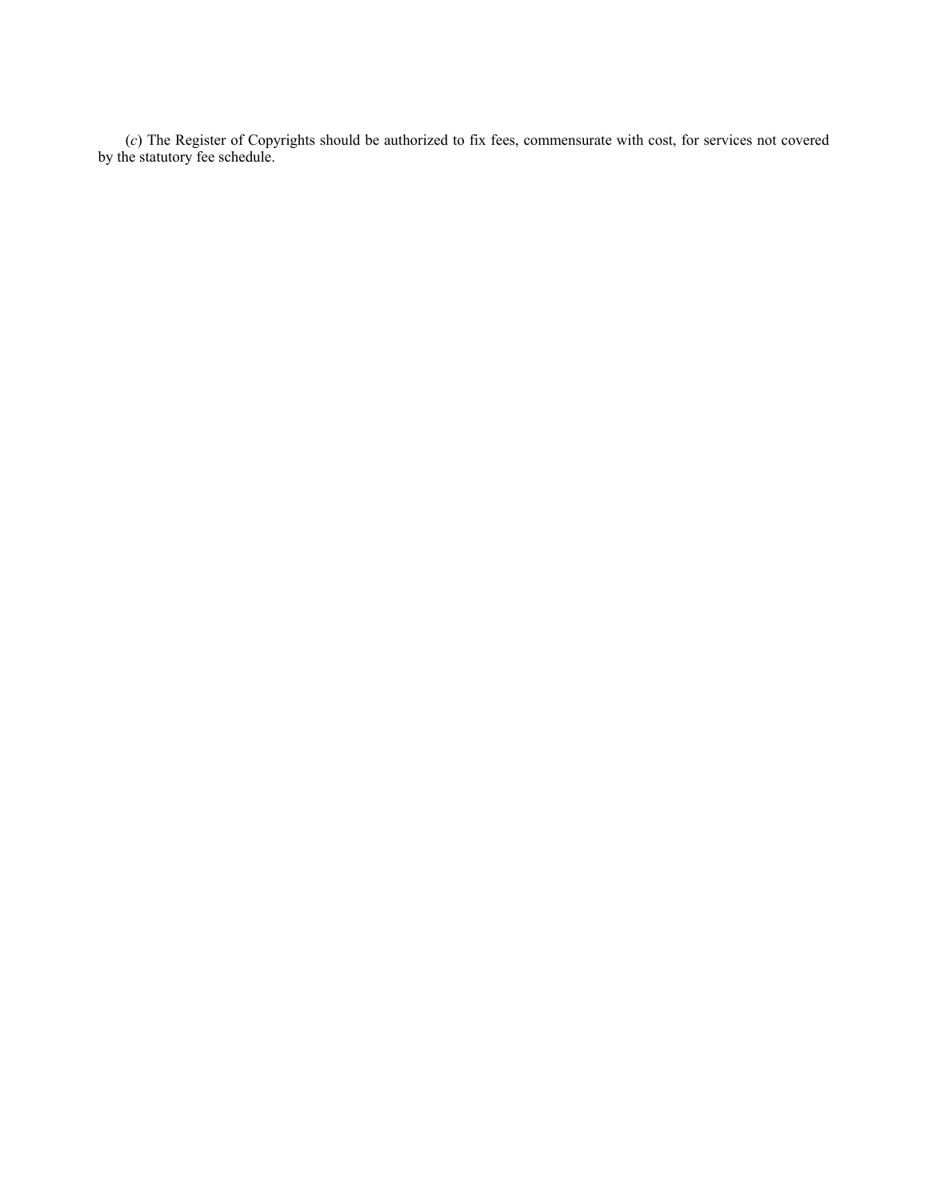(*c*) The Register of Copyrights should be authorized to fix fees, commensurate with cost, for services not covered by the statutory fee schedule.